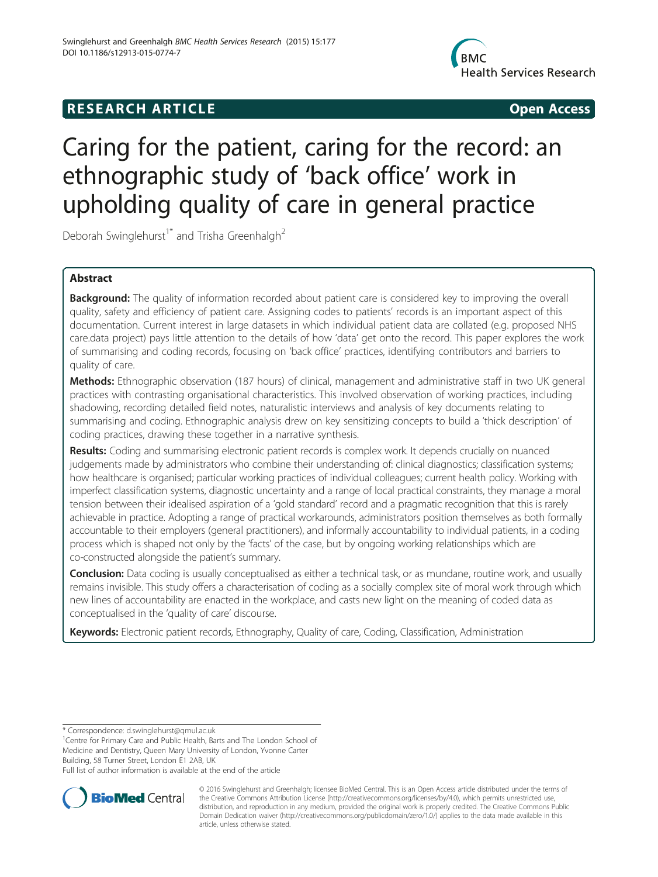RESEARCH ARTICLE Open Access

# Caring for the patient, caring for the record: an ethnographic study of 'back office' work in upholding quality of care in general practice

Deborah Swinglehurst[1*] and Trisha Greenhalgh[2]

## Abstract

**Background:** The quality of information recorded about patient care is considered key to improving the overall quality, safety and efficiency of patient care. Assigning codes to patients' records is an important aspect of this documentation. Current interest in large datasets in which individual patient data are collated (e.g. proposed NHS care.data project) pays little attention to the details of how 'data' get onto the record. This paper explores the work of summarising and coding records, focusing on 'back office' practices, identifying contributors and barriers to quality of care.

**Methods:** Ethnographic observation (187 hours) of clinical, management and administrative staff in two UK general practices with contrasting organisational characteristics. This involved observation of working practices, including shadowing, recording detailed field notes, naturalistic interviews and analysis of key documents relating to summarising and coding. Ethnographic analysis drew on key sensitizing concepts to build a 'thick description' of coding practices, drawing these together in a narrative synthesis.

**Results:** Coding and summarising electronic patient records is complex work. It depends crucially on nuanced judgements made by administrators who combine their understanding of: clinical diagnostics; classification systems; how healthcare is organised; particular working practices of individual colleagues; current health policy. Working with imperfect classification systems, diagnostic uncertainty and a range of local practical constraints, they manage a moral tension between their idealised aspiration of a 'gold standard' record and a pragmatic recognition that this is rarely achievable in practice. Adopting a range of practical workarounds, administrators position themselves as both formally accountable to their employers (general practitioners), and informally accountability to individual patients, in a coding process which is shaped not only by the 'facts' of the case, but by ongoing working relationships which are co-constructed alongside the patient's summary.

**Conclusion:** Data coding is usually conceptualised as either a technical task, or as mundane, routine work, and usually remains invisible. This study offers a characterisation of coding as a socially complex site of moral work through which new lines of accountability are enacted in the workplace, and casts new light on the meaning of coded data as conceptualised in the 'quality of care' discourse.

**Keywords:** Electronic patient records, Ethnography, Quality of care, Coding, Classification, Administration

\* Correspondence: d.swinglehurst@qmul.ac.uk
[1]Centre for Primary Care and Public Health, Barts and The London School of Medicine and Dentistry, Queen Mary University of London, Yvonne Carter Building, 58 Turner Street, London E1 2AB, UK
Full list of author information is available at the end of the article

© 2016 Swinglehurst and Greenhalgh; licensee BioMed Central. This is an Open Access article distributed under the terms of the Creative Commons Attribution License (http://creativecommons.org/licenses/by/4.0), which permits unrestricted use, distribution, and reproduction in any medium, provided the original work is properly credited. The Creative Commons Public Domain Dedication waiver (http://creativecommons.org/publicdomain/zero/1.0/) applies to the data made available in this article, unless otherwise stated.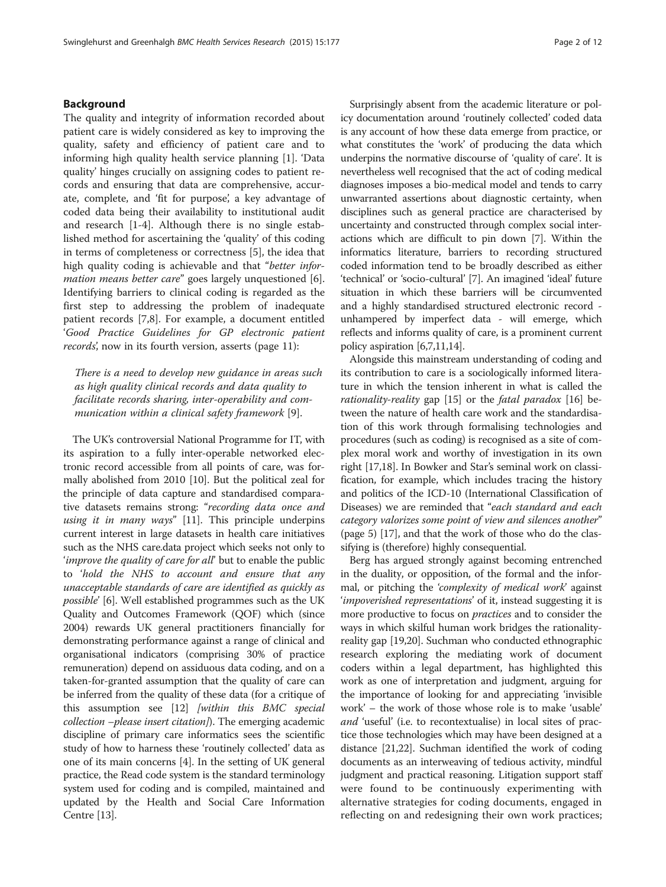## Background

The quality and integrity of information recorded about patient care is widely considered as key to improving the quality, safety and efficiency of patient care and to informing high quality health service planning [1]. 'Data quality' hinges crucially on assigning codes to patient records and ensuring that data are comprehensive, accurate, complete, and 'fit for purpose', a key advantage of coded data being their availability to institutional audit and research [1-4]. Although there is no single established method for ascertaining the 'quality' of this coding in terms of completeness or correctness [5], the idea that high quality coding is achievable and that "*better information means better care*" goes largely unquestioned [6]. Identifying barriers to clinical coding is regarded as the first step to addressing the problem of inadequate patient records [7,8]. For example, a document entitled '*Good Practice Guidelines for GP electronic patient records*', now in its fourth version, asserts (page 11):

> *There is a need to develop new guidance in areas such as high quality clinical records and data quality to facilitate records sharing, inter-operability and communication within a clinical safety framework* [9].

The UK's controversial National Programme for IT, with its aspiration to a fully inter-operable networked electronic record accessible from all points of care, was formally abolished from 2010 [10]. But the political zeal for the principle of data capture and standardised comparative datasets remains strong: "*recording data once and using it in many ways*" [11]. This principle underpins current interest in large datasets in health care initiatives such as the NHS care.data project which seeks not only to '*improve the quality of care for all*' but to enable the public to '*hold the NHS to account and ensure that any unacceptable standards of care are identified as quickly as possible*' [6]. Well established programmes such as the UK Quality and Outcomes Framework (QOF) which (since 2004) rewards UK general practitioners financially for demonstrating performance against a range of clinical and organisational indicators (comprising 30% of practice remuneration) depend on assiduous data coding, and on a taken-for-granted assumption that the quality of care can be inferred from the quality of these data (for a critique of this assumption see [12] *[within this BMC special collection –please insert citation]*). The emerging academic discipline of primary care informatics sees the scientific study of how to harness these 'routinely collected' data as one of its main concerns [4]. In the setting of UK general practice, the Read code system is the standard terminology system used for coding and is compiled, maintained and updated by the Health and Social Care Information Centre [13].

Surprisingly absent from the academic literature or policy documentation around 'routinely collected' coded data is any account of how these data emerge from practice, or what constitutes the 'work' of producing the data which underpins the normative discourse of 'quality of care'. It is nevertheless well recognised that the act of coding medical diagnoses imposes a bio-medical model and tends to carry unwarranted assertions about diagnostic certainty, when disciplines such as general practice are characterised by uncertainty and constructed through complex social interactions which are difficult to pin down [7]. Within the informatics literature, barriers to recording structured coded information tend to be broadly described as either 'technical' or 'socio-cultural' [7]. An imagined 'ideal' future situation in which these barriers will be circumvented and a highly standardised structured electronic record - unhampered by imperfect data - will emerge, which reflects and informs quality of care, is a prominent current policy aspiration [6,7,11,14].

Alongside this mainstream understanding of coding and its contribution to care is a sociologically informed literature in which the tension inherent in what is called the *rationality-reality* gap [15] or the *fatal paradox* [16] between the nature of health care work and the standardisation of this work through formalising technologies and procedures (such as coding) is recognised as a site of complex moral work and worthy of investigation in its own right [17,18]. In Bowker and Star's seminal work on classification, for example, which includes tracing the history and politics of the ICD-10 (International Classification of Diseases) we are reminded that "*each standard and each category valorizes some point of view and silences another*" (page 5) [17], and that the work of those who do the classifying is (therefore) highly consequential.

Berg has argued strongly against becoming entrenched in the duality, or opposition, of the formal and the informal, or pitching the '*complexity of medical work*' against '*impoverished representations*' of it, instead suggesting it is more productive to focus on *practices* and to consider the ways in which skilful human work bridges the rationality-reality gap [19,20]. Suchman who conducted ethnographic research exploring the mediating work of document coders within a legal department, has highlighted this work as one of interpretation and judgment, arguing for the importance of looking for and appreciating 'invisible work' – the work of those whose role is to make 'usable' *and* 'useful' (i.e. to recontextualise) in local sites of practice those technologies which may have been designed at a distance [21,22]. Suchman identified the work of coding documents as an interweaving of tedious activity, mindful judgment and practical reasoning. Litigation support staff were found to be continuously experimenting with alternative strategies for coding documents, engaged in reflecting on and redesigning their own work practices;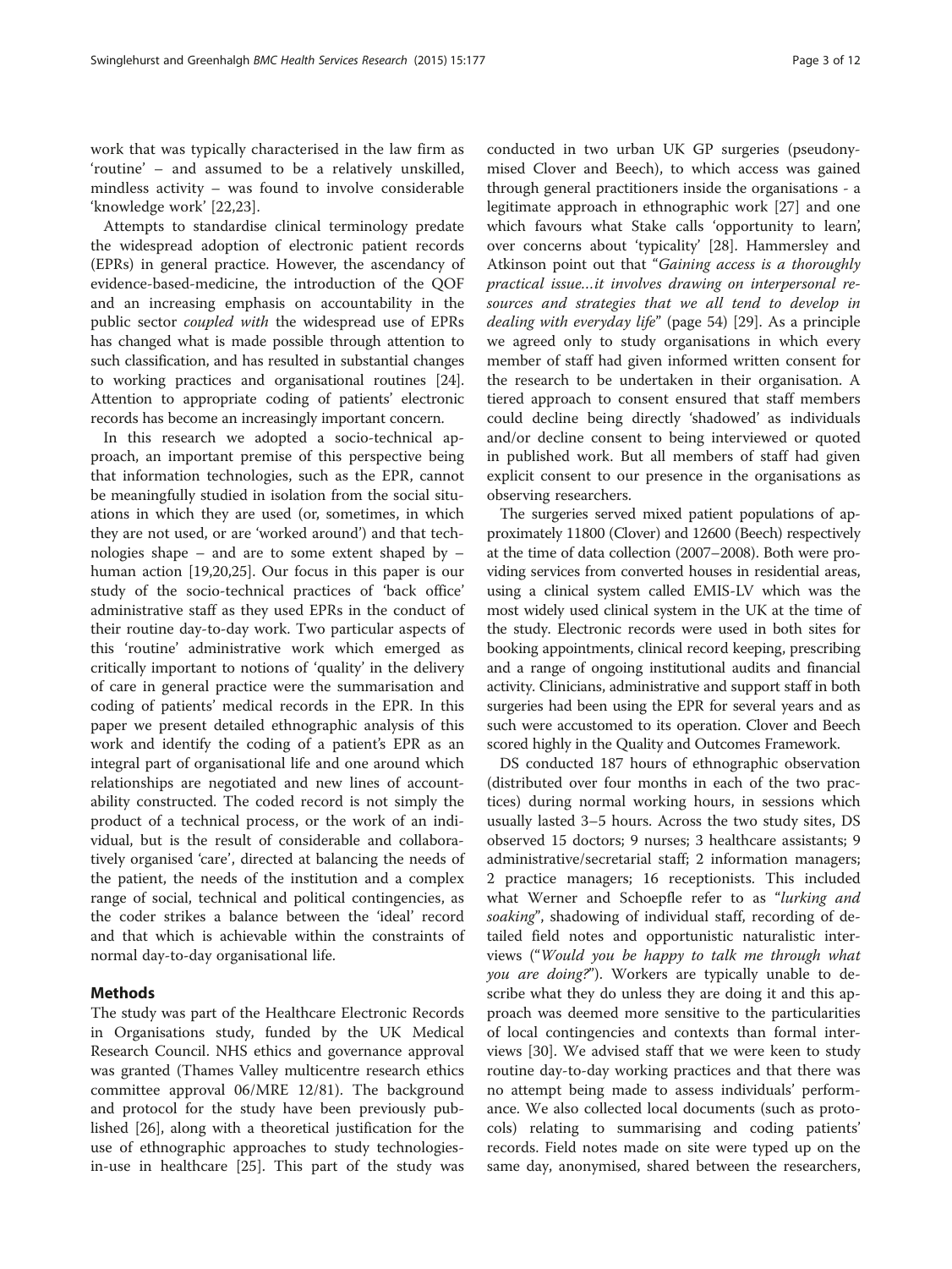work that was typically characterised in the law firm as 'routine' – and assumed to be a relatively unskilled, mindless activity – was found to involve considerable 'knowledge work' [22,23].

Attempts to standardise clinical terminology predate the widespread adoption of electronic patient records (EPRs) in general practice. However, the ascendancy of evidence-based-medicine, the introduction of the QOF and an increasing emphasis on accountability in the public sector *coupled with* the widespread use of EPRs has changed what is made possible through attention to such classification, and has resulted in substantial changes to working practices and organisational routines [24]. Attention to appropriate coding of patients' electronic records has become an increasingly important concern.

In this research we adopted a socio-technical approach, an important premise of this perspective being that information technologies, such as the EPR, cannot be meaningfully studied in isolation from the social situations in which they are used (or, sometimes, in which they are not used, or are 'worked around') and that technologies shape – and are to some extent shaped by – human action [19,20,25]. Our focus in this paper is our study of the socio-technical practices of 'back office' administrative staff as they used EPRs in the conduct of their routine day-to-day work. Two particular aspects of this 'routine' administrative work which emerged as critically important to notions of 'quality' in the delivery of care in general practice were the summarisation and coding of patients' medical records in the EPR. In this paper we present detailed ethnographic analysis of this work and identify the coding of a patient's EPR as an integral part of organisational life and one around which relationships are negotiated and new lines of accountability constructed. The coded record is not simply the product of a technical process, or the work of an individual, but is the result of considerable and collaboratively organised 'care', directed at balancing the needs of the patient, the needs of the institution and a complex range of social, technical and political contingencies, as the coder strikes a balance between the 'ideal' record and that which is achievable within the constraints of normal day-to-day organisational life.

## Methods

The study was part of the Healthcare Electronic Records in Organisations study, funded by the UK Medical Research Council. NHS ethics and governance approval was granted (Thames Valley multicentre research ethics committee approval 06/MRE 12/81). The background and protocol for the study have been previously published [26], along with a theoretical justification for the use of ethnographic approaches to study technologies-in-use in healthcare [25]. This part of the study was conducted in two urban UK GP surgeries (pseudonymised Clover and Beech), to which access was gained through general practitioners inside the organisations - a legitimate approach in ethnographic work [27] and one which favours what Stake calls 'opportunity to learn', over concerns about 'typicality' [28]. Hammersley and Atkinson point out that "*Gaining access is a thoroughly practical issue…it involves drawing on interpersonal resources and strategies that we all tend to develop in dealing with everyday life*" (page 54) [29]. As a principle we agreed only to study organisations in which every member of staff had given informed written consent for the research to be undertaken in their organisation. A tiered approach to consent ensured that staff members could decline being directly 'shadowed' as individuals and/or decline consent to being interviewed or quoted in published work. But all members of staff had given explicit consent to our presence in the organisations as observing researchers.

The surgeries served mixed patient populations of approximately 11800 (Clover) and 12600 (Beech) respectively at the time of data collection (2007–2008). Both were providing services from converted houses in residential areas, using a clinical system called EMIS-LV which was the most widely used clinical system in the UK at the time of the study. Electronic records were used in both sites for booking appointments, clinical record keeping, prescribing and a range of ongoing institutional audits and financial activity. Clinicians, administrative and support staff in both surgeries had been using the EPR for several years and as such were accustomed to its operation. Clover and Beech scored highly in the Quality and Outcomes Framework.

DS conducted 187 hours of ethnographic observation (distributed over four months in each of the two practices) during normal working hours, in sessions which usually lasted 3–5 hours. Across the two study sites, DS observed 15 doctors; 9 nurses; 3 healthcare assistants; 9 administrative/secretarial staff; 2 information managers; 2 practice managers; 16 receptionists. This included what Werner and Schoepfle refer to as "*lurking and soaking*", shadowing of individual staff, recording of detailed field notes and opportunistic naturalistic interviews ("*Would you be happy to talk me through what you are doing?*"). Workers are typically unable to describe what they do unless they are doing it and this approach was deemed more sensitive to the particularities of local contingencies and contexts than formal interviews [30]. We advised staff that we were keen to study routine day-to-day working practices and that there was no attempt being made to assess individuals' performance. We also collected local documents (such as protocols) relating to summarising and coding patients' records. Field notes made on site were typed up on the same day, anonymised, shared between the researchers,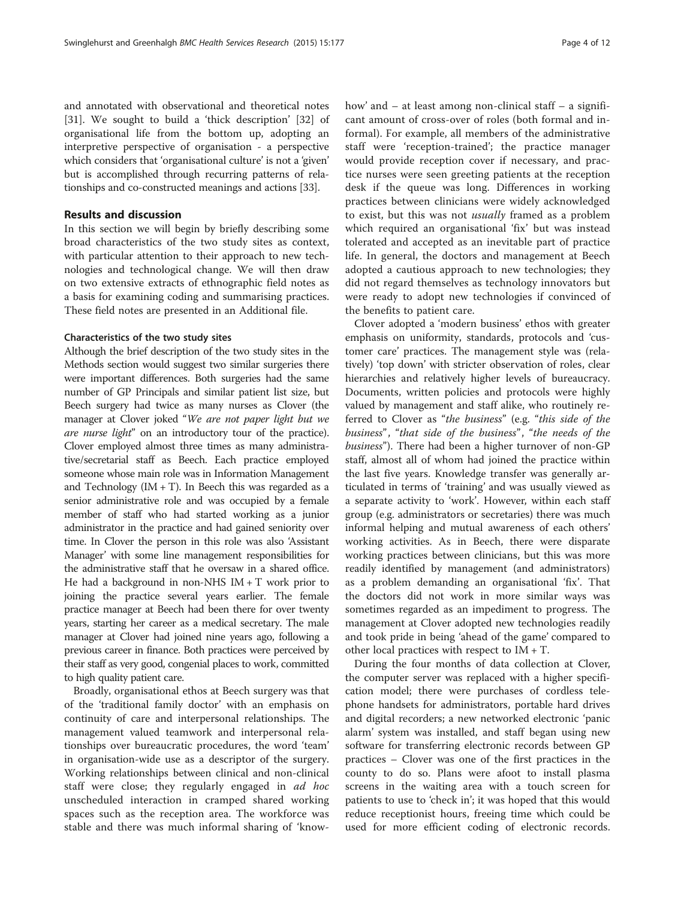and annotated with observational and theoretical notes [31]. We sought to build a 'thick description' [32] of organisational life from the bottom up, adopting an interpretive perspective of organisation - a perspective which considers that 'organisational culture' is not a 'given' but is accomplished through recurring patterns of relationships and co-constructed meanings and actions [33].

## Results and discussion

In this section we will begin by briefly describing some broad characteristics of the two study sites as context, with particular attention to their approach to new technologies and technological change. We will then draw on two extensive extracts of ethnographic field notes as a basis for examining coding and summarising practices. These field notes are presented in an Additional file.

### Characteristics of the two study sites

Although the brief description of the two study sites in the Methods section would suggest two similar surgeries there were important differences. Both surgeries had the same number of GP Principals and similar patient list size, but Beech surgery had twice as many nurses as Clover (the manager at Clover joked "*We are not paper light but we are nurse light*" on an introductory tour of the practice). Clover employed almost three times as many administrative/secretarial staff as Beech. Each practice employed someone whose main role was in Information Management and Technology (IM + T). In Beech this was regarded as a senior administrative role and was occupied by a female member of staff who had started working as a junior administrator in the practice and had gained seniority over time. In Clover the person in this role was also 'Assistant Manager' with some line management responsibilities for the administrative staff that he oversaw in a shared office. He had a background in non-NHS IM + T work prior to joining the practice several years earlier. The female practice manager at Beech had been there for over twenty years, starting her career as a medical secretary. The male manager at Clover had joined nine years ago, following a previous career in finance. Both practices were perceived by their staff as very good, congenial places to work, committed to high quality patient care.

Broadly, organisational ethos at Beech surgery was that of the 'traditional family doctor' with an emphasis on continuity of care and interpersonal relationships. The management valued teamwork and interpersonal relationships over bureaucratic procedures, the word 'team' in organisation-wide use as a descriptor of the surgery. Working relationships between clinical and non-clinical staff were close; they regularly engaged in *ad hoc* unscheduled interaction in cramped shared working spaces such as the reception area. The workforce was stable and there was much informal sharing of 'know-how' and – at least among non-clinical staff – a significant amount of cross-over of roles (both formal and informal). For example, all members of the administrative staff were 'reception-trained'; the practice manager would provide reception cover if necessary, and practice nurses were seen greeting patients at the reception desk if the queue was long. Differences in working practices between clinicians were widely acknowledged to exist, but this was not *usually* framed as a problem which required an organisational 'fix' but was instead tolerated and accepted as an inevitable part of practice life. In general, the doctors and management at Beech adopted a cautious approach to new technologies; they did not regard themselves as technology innovators but were ready to adopt new technologies if convinced of the benefits to patient care.

Clover adopted a 'modern business' ethos with greater emphasis on uniformity, standards, protocols and 'customer care' practices. The management style was (relatively) 'top down' with stricter observation of roles, clear hierarchies and relatively higher levels of bureaucracy. Documents, written policies and protocols were highly valued by management and staff alike, who routinely referred to Clover as "*the business*" (e.g. "*this side of the business*", "*that side of the business*", "*the needs of the business*"). There had been a higher turnover of non-GP staff, almost all of whom had joined the practice within the last five years. Knowledge transfer was generally articulated in terms of 'training' and was usually viewed as a separate activity to 'work'. However, within each staff group (e.g. administrators or secretaries) there was much informal helping and mutual awareness of each others' working activities. As in Beech, there were disparate working practices between clinicians, but this was more readily identified by management (and administrators) as a problem demanding an organisational 'fix'. That the doctors did not work in more similar ways was sometimes regarded as an impediment to progress. The management at Clover adopted new technologies readily and took pride in being 'ahead of the game' compared to other local practices with respect to IM + T.

During the four months of data collection at Clover, the computer server was replaced with a higher specification model; there were purchases of cordless telephone handsets for administrators, portable hard drives and digital recorders; a new networked electronic 'panic alarm' system was installed, and staff began using new software for transferring electronic records between GP practices – Clover was one of the first practices in the county to do so. Plans were afoot to install plasma screens in the waiting area with a touch screen for patients to use to 'check in'; it was hoped that this would reduce receptionist hours, freeing time which could be used for more efficient coding of electronic records.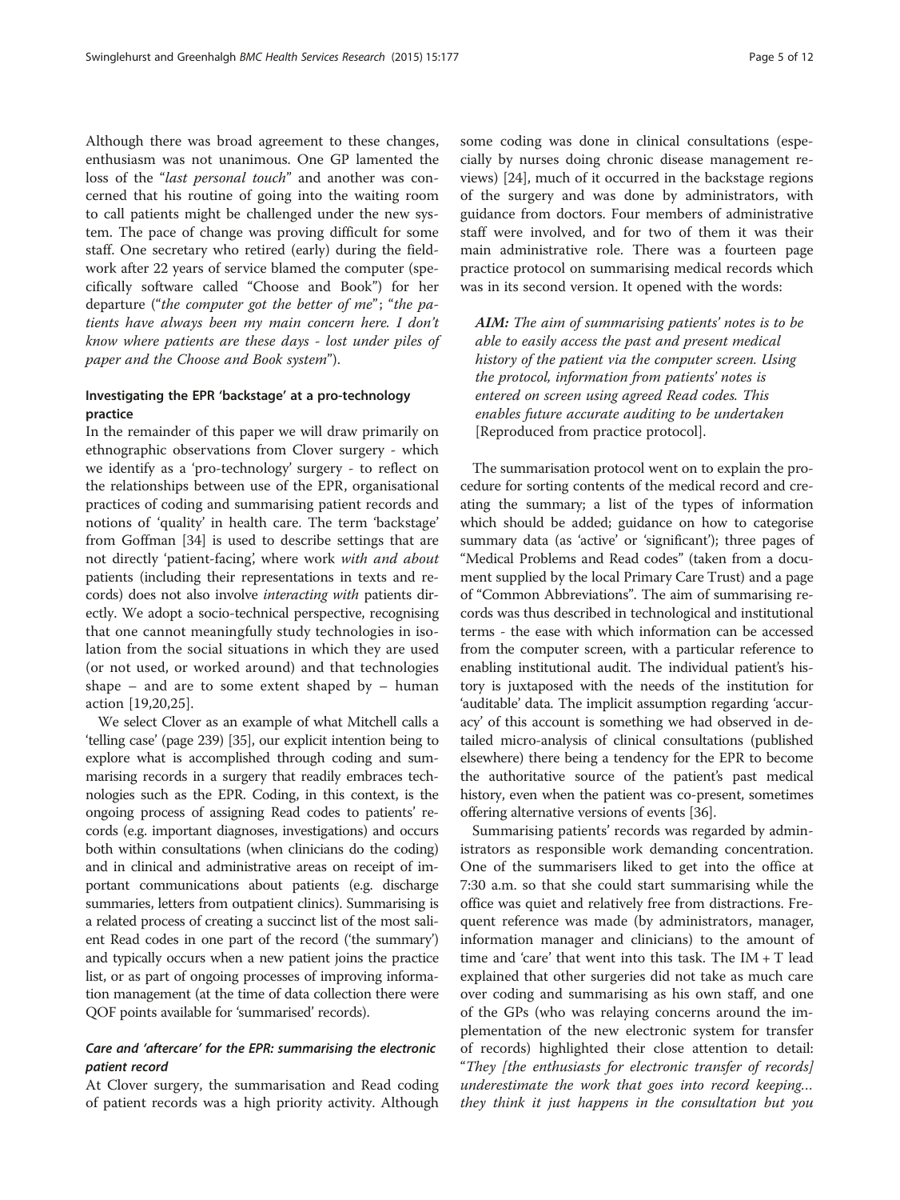Although there was broad agreement to these changes, enthusiasm was not unanimous. One GP lamented the loss of the "*last personal touch*" and another was concerned that his routine of going into the waiting room to call patients might be challenged under the new system. The pace of change was proving difficult for some staff. One secretary who retired (early) during the fieldwork after 22 years of service blamed the computer (specifically software called "Choose and Book") for her departure ("*the computer got the better of me*"; "*the patients have always been my main concern here. I don't know where patients are these days - lost under piles of paper and the Choose and Book system*").

### Investigating the EPR 'backstage' at a pro-technology practice

In the remainder of this paper we will draw primarily on ethnographic observations from Clover surgery - which we identify as a 'pro-technology' surgery - to reflect on the relationships between use of the EPR, organisational practices of coding and summarising patient records and notions of 'quality' in health care. The term 'backstage' from Goffman [34] is used to describe settings that are not directly 'patient-facing', where work *with and about* patients (including their representations in texts and records) does not also involve *interacting with* patients directly. We adopt a socio-technical perspective, recognising that one cannot meaningfully study technologies in isolation from the social situations in which they are used (or not used, or worked around) and that technologies shape – and are to some extent shaped by – human action [19,20,25].

We select Clover as an example of what Mitchell calls a 'telling case' (page 239) [35], our explicit intention being to explore what is accomplished through coding and summarising records in a surgery that readily embraces technologies such as the EPR. Coding, in this context, is the ongoing process of assigning Read codes to patients' records (e.g. important diagnoses, investigations) and occurs both within consultations (when clinicians do the coding) and in clinical and administrative areas on receipt of important communications about patients (e.g. discharge summaries, letters from outpatient clinics). Summarising is a related process of creating a succinct list of the most salient Read codes in one part of the record ('the summary') and typically occurs when a new patient joins the practice list, or as part of ongoing processes of improving information management (at the time of data collection there were QOF points available for 'summarised' records).

### *Care and 'aftercare' for the EPR: summarising the electronic patient record*

At Clover surgery, the summarisation and Read coding of patient records was a high priority activity. Although some coding was done in clinical consultations (especially by nurses doing chronic disease management reviews) [24], much of it occurred in the backstage regions of the surgery and was done by administrators, with guidance from doctors. Four members of administrative staff were involved, and for two of them it was their main administrative role. There was a fourteen page practice protocol on summarising medical records which was in its second version. It opened with the words:

> ***AIM:*** *The aim of summarising patients' notes is to be able to easily access the past and present medical history of the patient via the computer screen. Using the protocol, information from patients' notes is entered on screen using agreed Read codes. This enables future accurate auditing to be undertaken* [Reproduced from practice protocol].

The summarisation protocol went on to explain the procedure for sorting contents of the medical record and creating the summary; a list of the types of information which should be added; guidance on how to categorise summary data (as 'active' or 'significant'); three pages of "Medical Problems and Read codes" (taken from a document supplied by the local Primary Care Trust) and a page of "Common Abbreviations". The aim of summarising records was thus described in technological and institutional terms - the ease with which information can be accessed from the computer screen, with a particular reference to enabling institutional audit. The individual patient's history is juxtaposed with the needs of the institution for 'auditable' data. The implicit assumption regarding 'accuracy' of this account is something we had observed in detailed micro-analysis of clinical consultations (published elsewhere) there being a tendency for the EPR to become the authoritative source of the patient's past medical history, even when the patient was co-present, sometimes offering alternative versions of events [36].

Summarising patients' records was regarded by administrators as responsible work demanding concentration. One of the summarisers liked to get into the office at 7:30 a.m. so that she could start summarising while the office was quiet and relatively free from distractions. Frequent reference was made (by administrators, manager, information manager and clinicians) to the amount of time and 'care' that went into this task. The IM + T lead explained that other surgeries did not take as much care over coding and summarising as his own staff, and one of the GPs (who was relaying concerns around the implementation of the new electronic system for transfer of records) highlighted their close attention to detail: "*They [the enthusiasts for electronic transfer of records] underestimate the work that goes into record keeping... they think it just happens in the consultation but you*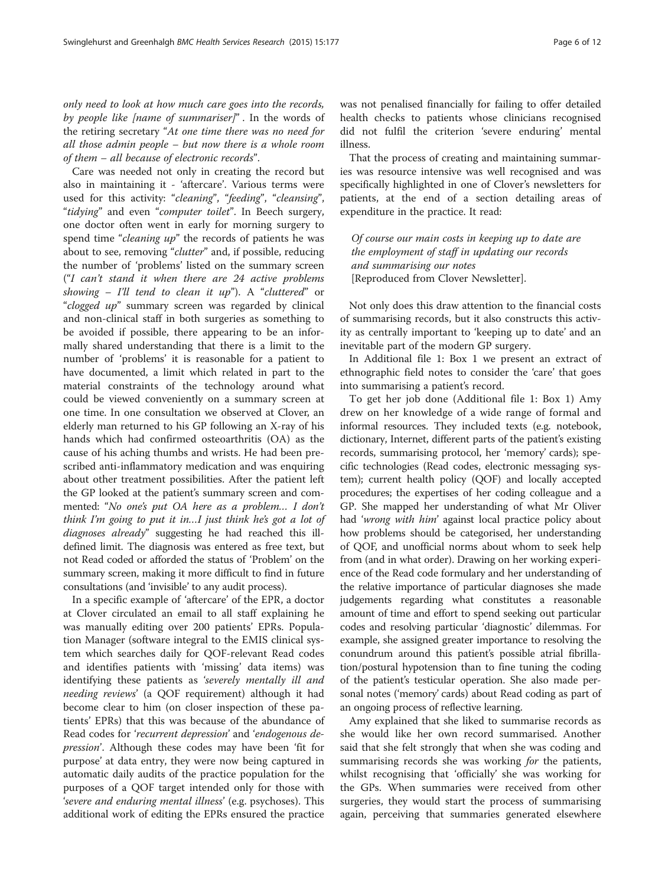*only need to look at how much care goes into the records, by people like [name of summariser]"* . In the words of the retiring secretary "*At one time there was no need for all those admin people – but now there is a whole room of them – all because of electronic records*".

Care was needed not only in creating the record but also in maintaining it - 'aftercare'. Various terms were used for this activity: "*cleaning*", "*feeding*", "*cleansing*", "*tidying*" and even "*computer toilet*". In Beech surgery, one doctor often went in early for morning surgery to spend time "*cleaning up*" the records of patients he was about to see, removing "*clutter*" and, if possible, reducing the number of 'problems' listed on the summary screen ("*I can't stand it when there are 24 active problems showing – I'll tend to clean it up*"). A "*cluttered*" or "*clogged up*" summary screen was regarded by clinical and non-clinical staff in both surgeries as something to be avoided if possible, there appearing to be an informally shared understanding that there is a limit to the number of 'problems' it is reasonable for a patient to have documented, a limit which related in part to the material constraints of the technology around what could be viewed conveniently on a summary screen at one time. In one consultation we observed at Clover, an elderly man returned to his GP following an X-ray of his hands which had confirmed osteoarthritis (OA) as the cause of his aching thumbs and wrists. He had been prescribed anti-inflammatory medication and was enquiring about other treatment possibilities. After the patient left the GP looked at the patient's summary screen and commented: "*No one's put OA here as a problem… I don't think I'm going to put it in…I just think he's got a lot of diagnoses already*" suggesting he had reached this ill-defined limit. The diagnosis was entered as free text, but not Read coded or afforded the status of 'Problem' on the summary screen, making it more difficult to find in future consultations (and 'invisible' to any audit process).

In a specific example of 'aftercare' of the EPR, a doctor at Clover circulated an email to all staff explaining he was manually editing over 200 patients' EPRs. Population Manager (software integral to the EMIS clinical system which searches daily for QOF-relevant Read codes and identifies patients with 'missing' data items) was identifying these patients as '*severely mentally ill and needing reviews*' (a QOF requirement) although it had become clear to him (on closer inspection of these patients' EPRs) that this was because of the abundance of Read codes for '*recurrent depression*' and '*endogenous depression*'. Although these codes may have been 'fit for purpose' at data entry, they were now being captured in automatic daily audits of the practice population for the purposes of a QOF target intended only for those with '*severe and enduring mental illness*' (e.g. psychoses). This additional work of editing the EPRs ensured the practice was not penalised financially for failing to offer detailed health checks to patients whose clinicians recognised did not fulfil the criterion 'severe enduring' mental illness.

That the process of creating and maintaining summaries was resource intensive was well recognised and was specifically highlighted in one of Clover's newsletters for patients, at the end of a section detailing areas of expenditure in the practice. It read:

> *Of course our main costs in keeping up to date are the employment of staff in updating our records and summarising our notes*
> [Reproduced from Clover Newsletter].

Not only does this draw attention to the financial costs of summarising records, but it also constructs this activity as centrally important to 'keeping up to date' and an inevitable part of the modern GP surgery.

In Additional file 1: Box 1 we present an extract of ethnographic field notes to consider the 'care' that goes into summarising a patient's record.

To get her job done (Additional file 1: Box 1) Amy drew on her knowledge of a wide range of formal and informal resources. They included texts (e.g. notebook, dictionary, Internet, different parts of the patient's existing records, summarising protocol, her 'memory' cards); specific technologies (Read codes, electronic messaging system); current health policy (QOF) and locally accepted procedures; the expertises of her coding colleague and a GP. She mapped her understanding of what Mr Oliver had '*wrong with him*' against local practice policy about how problems should be categorised, her understanding of QOF, and unofficial norms about whom to seek help from (and in what order). Drawing on her working experience of the Read code formulary and her understanding of the relative importance of particular diagnoses she made judgements regarding what constitutes a reasonable amount of time and effort to spend seeking out particular codes and resolving particular 'diagnostic' dilemmas. For example, she assigned greater importance to resolving the conundrum around this patient's possible atrial fibrillation/postural hypotension than to fine tuning the coding of the patient's testicular operation. She also made personal notes ('memory' cards) about Read coding as part of an ongoing process of reflective learning.

Amy explained that she liked to summarise records as she would like her own record summarised. Another said that she felt strongly that when she was coding and summarising records she was working *for* the patients, whilst recognising that 'officially' she was working for the GPs. When summaries were received from other surgeries, they would start the process of summarising again, perceiving that summaries generated elsewhere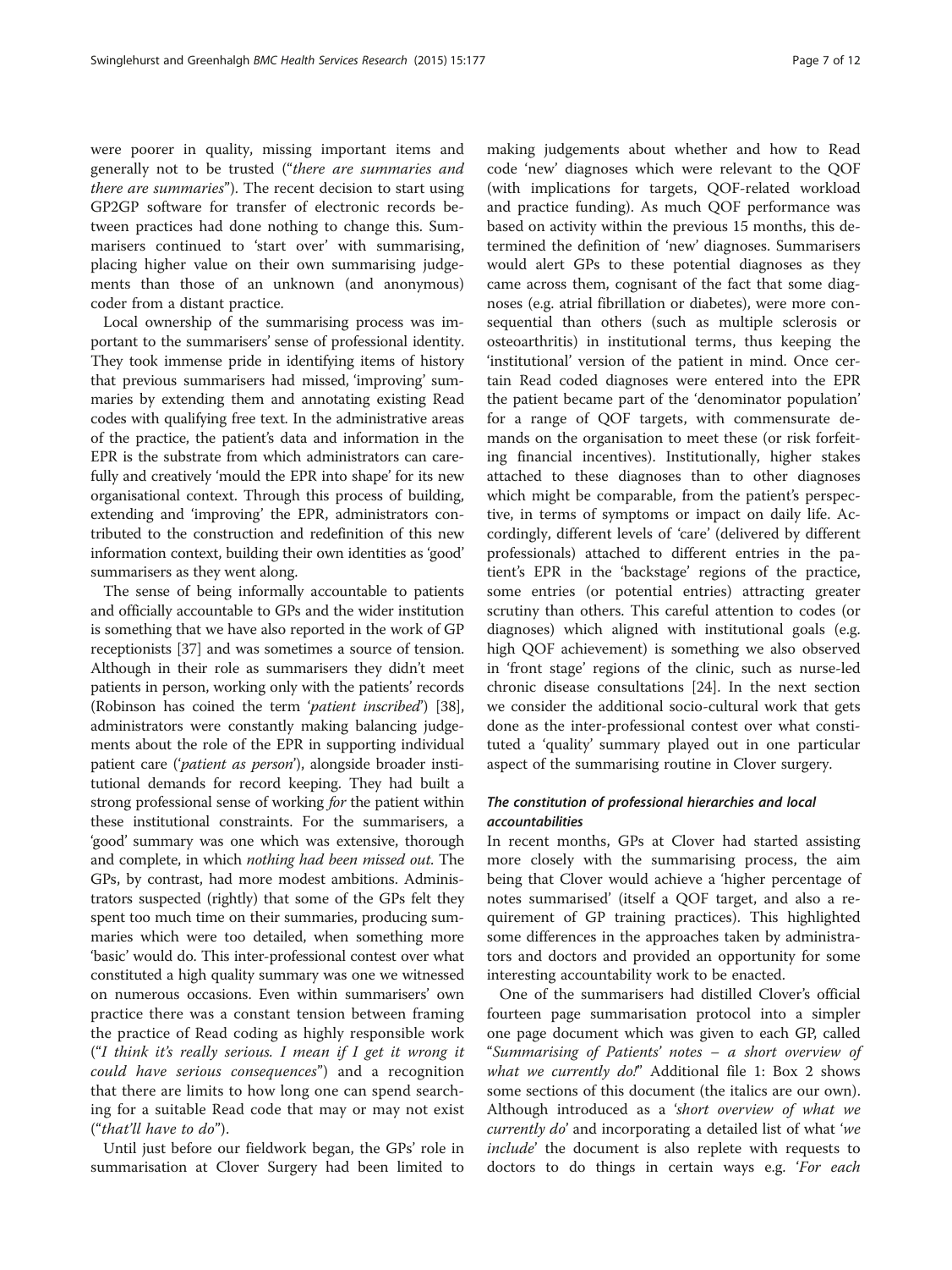were poorer in quality, missing important items and generally not to be trusted ("*there are summaries and there are summaries*"). The recent decision to start using GP2GP software for transfer of electronic records between practices had done nothing to change this. Summarisers continued to 'start over' with summarising, placing higher value on their own summarising judgements than those of an unknown (and anonymous) coder from a distant practice.

Local ownership of the summarising process was important to the summarisers' sense of professional identity. They took immense pride in identifying items of history that previous summarisers had missed, 'improving' summaries by extending them and annotating existing Read codes with qualifying free text. In the administrative areas of the practice, the patient's data and information in the EPR is the substrate from which administrators can carefully and creatively 'mould the EPR into shape' for its new organisational context. Through this process of building, extending and 'improving' the EPR, administrators contributed to the construction and redefinition of this new information context, building their own identities as 'good' summarisers as they went along.

The sense of being informally accountable to patients and officially accountable to GPs and the wider institution is something that we have also reported in the work of GP receptionists [37] and was sometimes a source of tension. Although in their role as summarisers they didn't meet patients in person, working only with the patients' records (Robinson has coined the term '*patient inscribed*') [38], administrators were constantly making balancing judgements about the role of the EPR in supporting individual patient care ('*patient as person*'), alongside broader institutional demands for record keeping. They had built a strong professional sense of working *for* the patient within these institutional constraints. For the summarisers, a 'good' summary was one which was extensive, thorough and complete, in which *nothing had been missed out*. The GPs, by contrast, had more modest ambitions. Administrators suspected (rightly) that some of the GPs felt they spent too much time on their summaries, producing summaries which were too detailed, when something more 'basic' would do. This inter-professional contest over what constituted a high quality summary was one we witnessed on numerous occasions. Even within summarisers' own practice there was a constant tension between framing the practice of Read coding as highly responsible work ("*I think it's really serious. I mean if I get it wrong it could have serious consequences*") and a recognition that there are limits to how long one can spend searching for a suitable Read code that may or may not exist ("*that'll have to do*").

Until just before our fieldwork began, the GPs' role in summarisation at Clover Surgery had been limited to making judgements about whether and how to Read code 'new' diagnoses which were relevant to the QOF (with implications for targets, QOF-related workload and practice funding). As much QOF performance was based on activity within the previous 15 months, this determined the definition of 'new' diagnoses. Summarisers would alert GPs to these potential diagnoses as they came across them, cognisant of the fact that some diagnoses (e.g. atrial fibrillation or diabetes), were more consequential than others (such as multiple sclerosis or osteoarthritis) in institutional terms, thus keeping the 'institutional' version of the patient in mind. Once certain Read coded diagnoses were entered into the EPR the patient became part of the 'denominator population' for a range of QOF targets, with commensurate demands on the organisation to meet these (or risk forfeiting financial incentives). Institutionally, higher stakes attached to these diagnoses than to other diagnoses which might be comparable, from the patient's perspective, in terms of symptoms or impact on daily life. Accordingly, different levels of 'care' (delivered by different professionals) attached to different entries in the patient's EPR in the 'backstage' regions of the practice, some entries (or potential entries) attracting greater scrutiny than others. This careful attention to codes (or diagnoses) which aligned with institutional goals (e.g. high QOF achievement) is something we also observed in 'front stage' regions of the clinic, such as nurse-led chronic disease consultations [24]. In the next section we consider the additional socio-cultural work that gets done as the inter-professional contest over what constituted a 'quality' summary played out in one particular aspect of the summarising routine in Clover surgery.

### *The constitution of professional hierarchies and local accountabilities*

In recent months, GPs at Clover had started assisting more closely with the summarising process, the aim being that Clover would achieve a 'higher percentage of notes summarised' (itself a QOF target, and also a requirement of GP training practices). This highlighted some differences in the approaches taken by administrators and doctors and provided an opportunity for some interesting accountability work to be enacted.

One of the summarisers had distilled Clover's official fourteen page summarisation protocol into a simpler one page document which was given to each GP, called "*Summarising of Patients' notes – a short overview of what we currently do!*" Additional file 1: Box 2 shows some sections of this document (the italics are our own). Although introduced as a '*short overview of what we currently do*' and incorporating a detailed list of what '*we include*' the document is also replete with requests to doctors to do things in certain ways e.g. '*For each*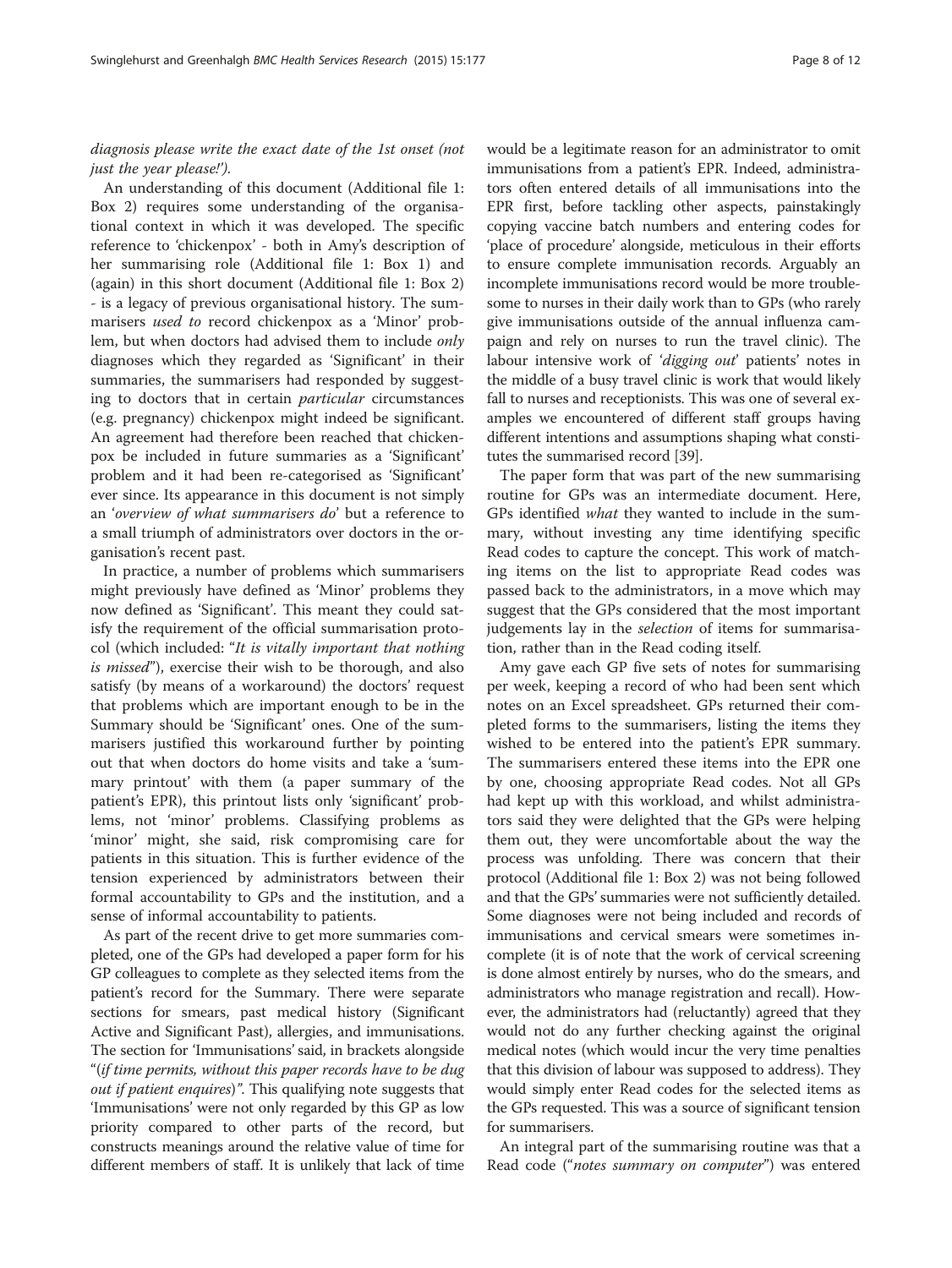*diagnosis please write the exact date of the 1st onset (not just the year please!')*.

An understanding of this document (Additional file 1: Box 2) requires some understanding of the organisational context in which it was developed. The specific reference to 'chickenpox' - both in Amy's description of her summarising role (Additional file 1: Box 1) and (again) in this short document (Additional file 1: Box 2) - is a legacy of previous organisational history. The summarisers *used to* record chickenpox as a 'Minor' problem, but when doctors had advised them to include *only* diagnoses which they regarded as 'Significant' in their summaries, the summarisers had responded by suggesting to doctors that in certain *particular* circumstances (e.g. pregnancy) chickenpox might indeed be significant. An agreement had therefore been reached that chickenpox be included in future summaries as a 'Significant' problem and it had been re-categorised as 'Significant' ever since. Its appearance in this document is not simply an '*overview of what summarisers do*' but a reference to a small triumph of administrators over doctors in the organisation's recent past.

In practice, a number of problems which summarisers might previously have defined as 'Minor' problems they now defined as 'Significant'. This meant they could satisfy the requirement of the official summarisation protocol (which included: "*It is vitally important that nothing is missed*"), exercise their wish to be thorough, and also satisfy (by means of a workaround) the doctors' request that problems which are important enough to be in the Summary should be 'Significant' ones. One of the summarisers justified this workaround further by pointing out that when doctors do home visits and take a 'summary printout' with them (a paper summary of the patient's EPR), this printout lists only 'significant' problems, not 'minor' problems. Classifying problems as 'minor' might, she said, risk compromising care for patients in this situation. This is further evidence of the tension experienced by administrators between their formal accountability to GPs and the institution, and a sense of informal accountability to patients.

As part of the recent drive to get more summaries completed, one of the GPs had developed a paper form for his GP colleagues to complete as they selected items from the patient's record for the Summary. There were separate sections for smears, past medical history (Significant Active and Significant Past), allergies, and immunisations. The section for 'Immunisations' said, in brackets alongside "(*if time permits, without this paper records have to be dug out if patient enquires*)". This qualifying note suggests that 'Immunisations' were not only regarded by this GP as low priority compared to other parts of the record, but constructs meanings around the relative value of time for different members of staff. It is unlikely that lack of time would be a legitimate reason for an administrator to omit immunisations from a patient's EPR. Indeed, administrators often entered details of all immunisations into the EPR first, before tackling other aspects, painstakingly copying vaccine batch numbers and entering codes for 'place of procedure' alongside, meticulous in their efforts to ensure complete immunisation records. Arguably an incomplete immunisations record would be more troublesome to nurses in their daily work than to GPs (who rarely give immunisations outside of the annual influenza campaign and rely on nurses to run the travel clinic). The labour intensive work of '*digging out*' patients' notes in the middle of a busy travel clinic is work that would likely fall to nurses and receptionists. This was one of several examples we encountered of different staff groups having different intentions and assumptions shaping what constitutes the summarised record [39].

The paper form that was part of the new summarising routine for GPs was an intermediate document. Here, GPs identified *what* they wanted to include in the summary, without investing any time identifying specific Read codes to capture the concept. This work of matching items on the list to appropriate Read codes was passed back to the administrators, in a move which may suggest that the GPs considered that the most important judgements lay in the *selection* of items for summarisation, rather than in the Read coding itself.

Amy gave each GP five sets of notes for summarising per week, keeping a record of who had been sent which notes on an Excel spreadsheet. GPs returned their completed forms to the summarisers, listing the items they wished to be entered into the patient's EPR summary. The summarisers entered these items into the EPR one by one, choosing appropriate Read codes. Not all GPs had kept up with this workload, and whilst administrators said they were delighted that the GPs were helping them out, they were uncomfortable about the way the process was unfolding. There was concern that their protocol (Additional file 1: Box 2) was not being followed and that the GPs' summaries were not sufficiently detailed. Some diagnoses were not being included and records of immunisations and cervical smears were sometimes incomplete (it is of note that the work of cervical screening is done almost entirely by nurses, who do the smears, and administrators who manage registration and recall). However, the administrators had (reluctantly) agreed that they would not do any further checking against the original medical notes (which would incur the very time penalties that this division of labour was supposed to address). They would simply enter Read codes for the selected items as the GPs requested. This was a source of significant tension for summarisers.

An integral part of the summarising routine was that a Read code ("*notes summary on computer*") was entered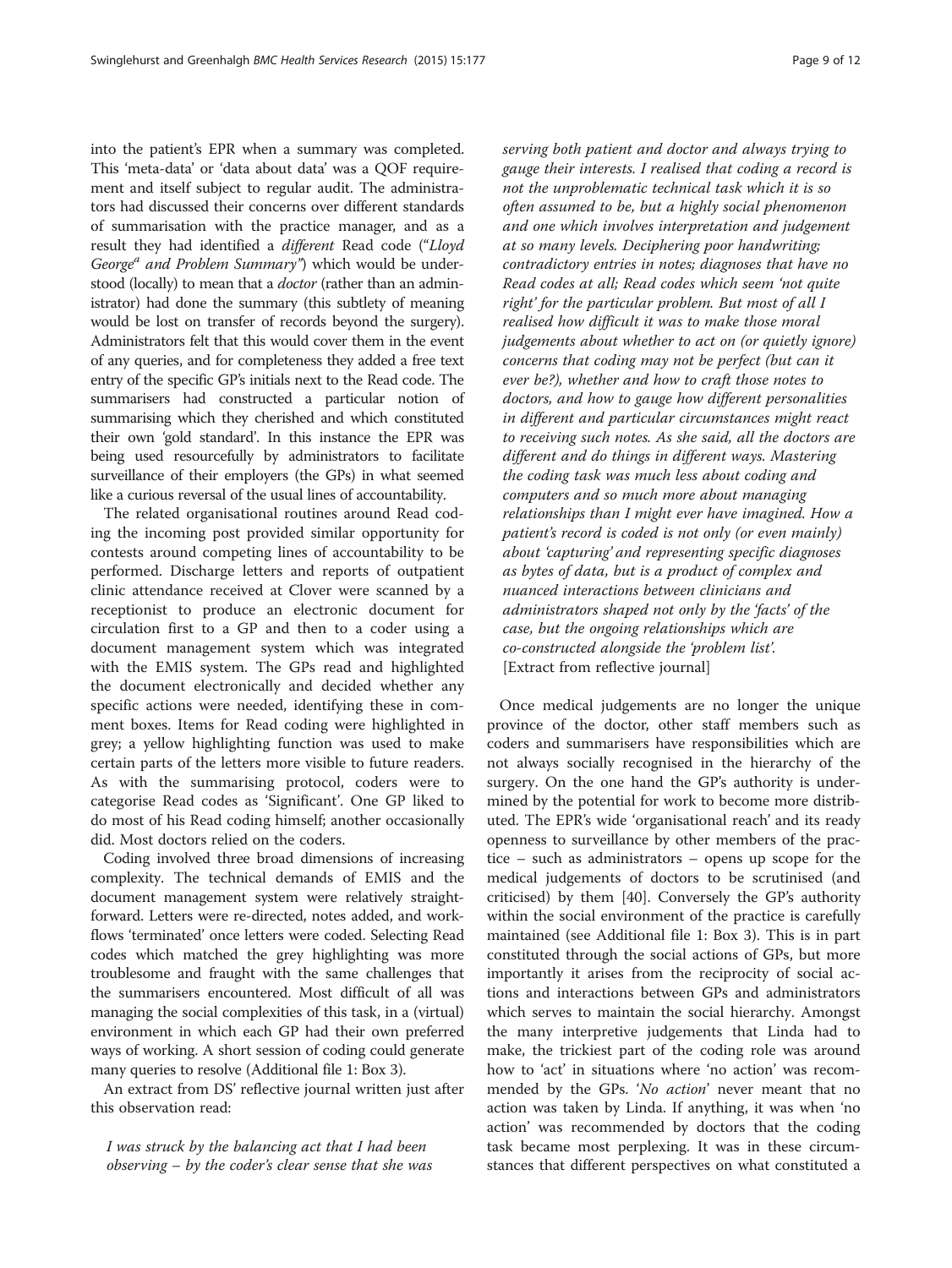into the patient's EPR when a summary was completed. This 'meta-data' or 'data about data' was a QOF requirement and itself subject to regular audit. The administrators had discussed their concerns over different standards of summarisation with the practice manager, and as a result they had identified a *different* Read code ("*Lloyd George*[a] *and Problem Summary"*) which would be understood (locally) to mean that a *doctor* (rather than an administrator) had done the summary (this subtlety of meaning would be lost on transfer of records beyond the surgery). Administrators felt that this would cover them in the event of any queries, and for completeness they added a free text entry of the specific GP's initials next to the Read code. The summarisers had constructed a particular notion of summarising which they cherished and which constituted their own 'gold standard'. In this instance the EPR was being used resourcefully by administrators to facilitate surveillance of their employers (the GPs) in what seemed like a curious reversal of the usual lines of accountability.

The related organisational routines around Read coding the incoming post provided similar opportunity for contests around competing lines of accountability to be performed. Discharge letters and reports of outpatient clinic attendance received at Clover were scanned by a receptionist to produce an electronic document for circulation first to a GP and then to a coder using a document management system which was integrated with the EMIS system. The GPs read and highlighted the document electronically and decided whether any specific actions were needed, identifying these in comment boxes. Items for Read coding were highlighted in grey; a yellow highlighting function was used to make certain parts of the letters more visible to future readers. As with the summarising protocol, coders were to categorise Read codes as 'Significant'. One GP liked to do most of his Read coding himself; another occasionally did. Most doctors relied on the coders.

Coding involved three broad dimensions of increasing complexity. The technical demands of EMIS and the document management system were relatively straightforward. Letters were re-directed, notes added, and workflows 'terminated' once letters were coded. Selecting Read codes which matched the grey highlighting was more troublesome and fraught with the same challenges that the summarisers encountered. Most difficult of all was managing the social complexities of this task, in a (virtual) environment in which each GP had their own preferred ways of working. A short session of coding could generate many queries to resolve (Additional file 1: Box 3).

An extract from DS' reflective journal written just after this observation read:

> *I was struck by the balancing act that I had been observing – by the coder's clear sense that she was serving both patient and doctor and always trying to gauge their interests. I realised that coding a record is not the unproblematic technical task which it is so often assumed to be, but a highly social phenomenon and one which involves interpretation and judgement at so many levels. Deciphering poor handwriting; contradictory entries in notes; diagnoses that have no Read codes at all; Read codes which seem 'not quite right' for the particular problem. But most of all I realised how difficult it was to make those moral judgements about whether to act on (or quietly ignore) concerns that coding may not be perfect (but can it ever be?), whether and how to craft those notes to doctors, and how to gauge how different personalities in different and particular circumstances might react to receiving such notes. As she said, all the doctors are different and do things in different ways. Mastering the coding task was much less about coding and computers and so much more about managing relationships than I might ever have imagined. How a patient's record is coded is not only (or even mainly) about 'capturing' and representing specific diagnoses as bytes of data, but is a product of complex and nuanced interactions between clinicians and administrators shaped not only by the 'facts' of the case, but the ongoing relationships which are co-constructed alongside the 'problem list'.*
> [Extract from reflective journal]

Once medical judgements are no longer the unique province of the doctor, other staff members such as coders and summarisers have responsibilities which are not always socially recognised in the hierarchy of the surgery. On the one hand the GP's authority is undermined by the potential for work to become more distributed. The EPR's wide 'organisational reach' and its ready openness to surveillance by other members of the practice – such as administrators – opens up scope for the medical judgements of doctors to be scrutinised (and criticised) by them [40]. Conversely the GP's authority within the social environment of the practice is carefully maintained (see Additional file 1: Box 3). This is in part constituted through the social actions of GPs, but more importantly it arises from the reciprocity of social actions and interactions between GPs and administrators which serves to maintain the social hierarchy. Amongst the many interpretive judgements that Linda had to make, the trickiest part of the coding role was around how to 'act' in situations where 'no action' was recommended by the GPs. '*No action*' never meant that no action was taken by Linda. If anything, it was when 'no action' was recommended by doctors that the coding task became most perplexing. It was in these circumstances that different perspectives on what constituted a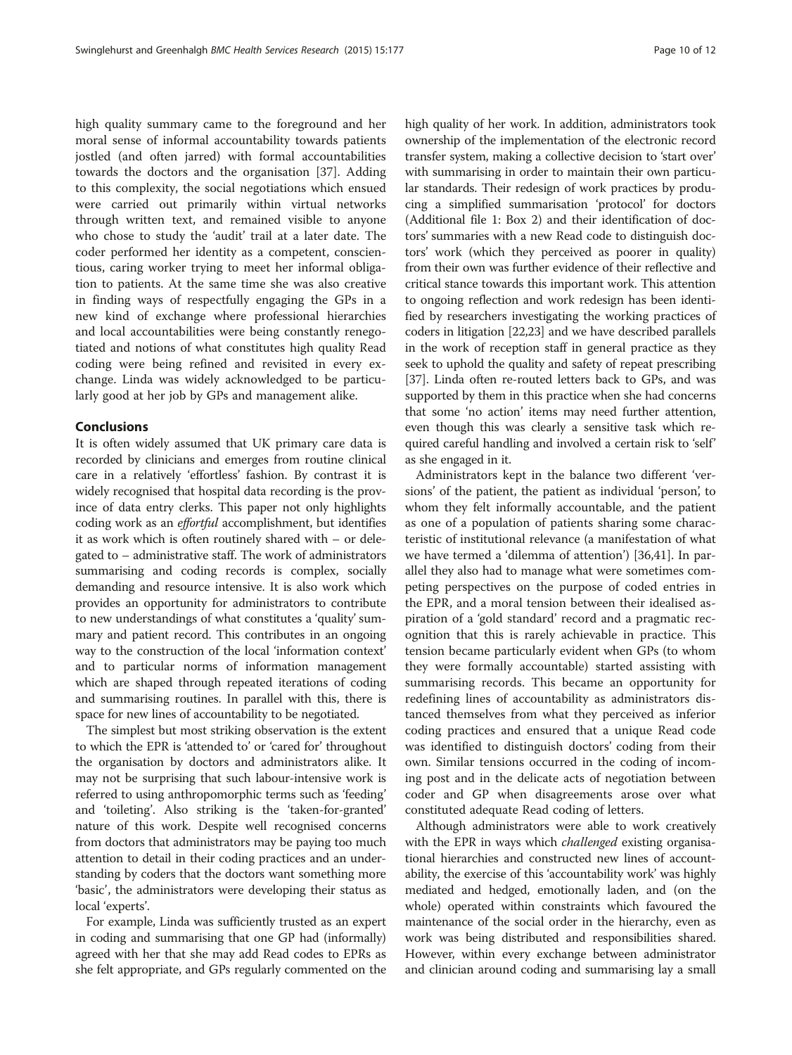high quality summary came to the foreground and her moral sense of informal accountability towards patients jostled (and often jarred) with formal accountabilities towards the doctors and the organisation [37]. Adding to this complexity, the social negotiations which ensued were carried out primarily within virtual networks through written text, and remained visible to anyone who chose to study the 'audit' trail at a later date. The coder performed her identity as a competent, conscientious, caring worker trying to meet her informal obligation to patients. At the same time she was also creative in finding ways of respectfully engaging the GPs in a new kind of exchange where professional hierarchies and local accountabilities were being constantly renegotiated and notions of what constitutes high quality Read coding were being refined and revisited in every exchange. Linda was widely acknowledged to be particularly good at her job by GPs and management alike.

## Conclusions

It is often widely assumed that UK primary care data is recorded by clinicians and emerges from routine clinical care in a relatively 'effortless' fashion. By contrast it is widely recognised that hospital data recording is the province of data entry clerks. This paper not only highlights coding work as an *effortful* accomplishment, but identifies it as work which is often routinely shared with – or delegated to – administrative staff. The work of administrators summarising and coding records is complex, socially demanding and resource intensive. It is also work which provides an opportunity for administrators to contribute to new understandings of what constitutes a 'quality' summary and patient record. This contributes in an ongoing way to the construction of the local 'information context' and to particular norms of information management which are shaped through repeated iterations of coding and summarising routines. In parallel with this, there is space for new lines of accountability to be negotiated.

The simplest but most striking observation is the extent to which the EPR is 'attended to' or 'cared for' throughout the organisation by doctors and administrators alike. It may not be surprising that such labour-intensive work is referred to using anthropomorphic terms such as 'feeding' and 'toileting'. Also striking is the 'taken-for-granted' nature of this work. Despite well recognised concerns from doctors that administrators may be paying too much attention to detail in their coding practices and an understanding by coders that the doctors want something more 'basic', the administrators were developing their status as local 'experts'.

For example, Linda was sufficiently trusted as an expert in coding and summarising that one GP had (informally) agreed with her that she may add Read codes to EPRs as she felt appropriate, and GPs regularly commented on the high quality of her work. In addition, administrators took ownership of the implementation of the electronic record transfer system, making a collective decision to 'start over' with summarising in order to maintain their own particular standards. Their redesign of work practices by producing a simplified summarisation 'protocol' for doctors (Additional file 1: Box 2) and their identification of doctors' summaries with a new Read code to distinguish doctors' work (which they perceived as poorer in quality) from their own was further evidence of their reflective and critical stance towards this important work. This attention to ongoing reflection and work redesign has been identified by researchers investigating the working practices of coders in litigation [22,23] and we have described parallels in the work of reception staff in general practice as they seek to uphold the quality and safety of repeat prescribing [37]. Linda often re-routed letters back to GPs, and was supported by them in this practice when she had concerns that some 'no action' items may need further attention, even though this was clearly a sensitive task which required careful handling and involved a certain risk to 'self' as she engaged in it.

Administrators kept in the balance two different 'versions' of the patient, the patient as individual 'person', to whom they felt informally accountable, and the patient as one of a population of patients sharing some characteristic of institutional relevance (a manifestation of what we have termed a 'dilemma of attention') [36,41]. In parallel they also had to manage what were sometimes competing perspectives on the purpose of coded entries in the EPR, and a moral tension between their idealised aspiration of a 'gold standard' record and a pragmatic recognition that this is rarely achievable in practice. This tension became particularly evident when GPs (to whom they were formally accountable) started assisting with summarising records. This became an opportunity for redefining lines of accountability as administrators distanced themselves from what they perceived as inferior coding practices and ensured that a unique Read code was identified to distinguish doctors' coding from their own. Similar tensions occurred in the coding of incoming post and in the delicate acts of negotiation between coder and GP when disagreements arose over what constituted adequate Read coding of letters.

Although administrators were able to work creatively with the EPR in ways which *challenged* existing organisational hierarchies and constructed new lines of accountability, the exercise of this 'accountability work' was highly mediated and hedged, emotionally laden, and (on the whole) operated within constraints which favoured the maintenance of the social order in the hierarchy, even as work was being distributed and responsibilities shared. However, within every exchange between administrator and clinician around coding and summarising lay a small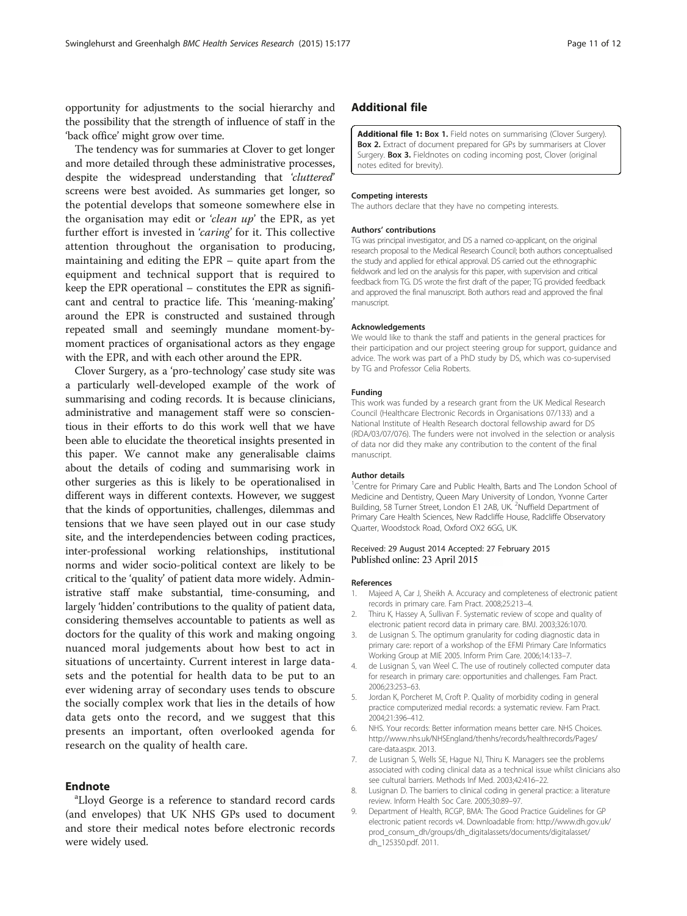opportunity for adjustments to the social hierarchy and the possibility that the strength of influence of staff in the 'back office' might grow over time.

The tendency was for summaries at Clover to get longer and more detailed through these administrative processes, despite the widespread understanding that *'cluttered'* screens were best avoided. As summaries get longer, so the potential develops that someone somewhere else in the organisation may edit or *'clean up'* the EPR, as yet further effort is invested in *'caring'* for it. This collective attention throughout the organisation to producing, maintaining and editing the EPR – quite apart from the equipment and technical support that is required to keep the EPR operational – constitutes the EPR as significant and central to practice life. This 'meaning-making' around the EPR is constructed and sustained through repeated small and seemingly mundane moment-by-moment practices of organisational actors as they engage with the EPR, and with each other around the EPR.

Clover Surgery, as a 'pro-technology' case study site was a particularly well-developed example of the work of summarising and coding records. It is because clinicians, administrative and management staff were so conscientious in their efforts to do this work well that we have been able to elucidate the theoretical insights presented in this paper. We cannot make any generalisable claims about the details of coding and summarising work in other surgeries as this is likely to be operationalised in different ways in different contexts. However, we suggest that the kinds of opportunities, challenges, dilemmas and tensions that we have seen played out in our case study site, and the interdependencies between coding practices, inter-professional working relationships, institutional norms and wider socio-political context are likely to be critical to the 'quality' of patient data more widely. Administrative staff make substantial, time-consuming, and largely 'hidden' contributions to the quality of patient data, considering themselves accountable to patients as well as doctors for the quality of this work and making ongoing nuanced moral judgements about how best to act in situations of uncertainty. Current interest in large datasets and the potential for health data to be put to an ever widening array of secondary uses tends to obscure the socially complex work that lies in the details of how data gets onto the record, and we suggest that this presents an important, often overlooked agenda for research on the quality of health care.

## Endnote

[a]Lloyd George is a reference to standard record cards (and envelopes) that UK NHS GPs used to document and store their medical notes before electronic records were widely used.

## Additional file

**Additional file 1: Box 1.** Field notes on summarising (Clover Surgery). **Box 2.** Extract of document prepared for GPs by summarisers at Clover Surgery. **Box 3.** Fieldnotes on coding incoming post, Clover (original notes edited for brevity).

#### Competing interests
The authors declare that they have no competing interests.

#### Authors' contributions
TG was principal investigator, and DS a named co-applicant, on the original research proposal to the Medical Research Council; both authors conceptualised the study and applied for ethical approval. DS carried out the ethnographic fieldwork and led on the analysis for this paper, with supervision and critical feedback from TG. DS wrote the first draft of the paper; TG provided feedback and approved the final manuscript. Both authors read and approved the final manuscript.

#### Acknowledgements
We would like to thank the staff and patients in the general practices for their participation and our project steering group for support, guidance and advice. The work was part of a PhD study by DS, which was co-supervised by TG and Professor Celia Roberts.

#### Funding
This work was funded by a research grant from the UK Medical Research Council (Healthcare Electronic Records in Organisations 07/133) and a National Institute of Health Research doctoral fellowship award for DS (RDA/03/07/076). The funders were not involved in the selection or analysis of data nor did they make any contribution to the content of the final manuscript.

#### Author details
[1]Centre for Primary Care and Public Health, Barts and The London School of Medicine and Dentistry, Queen Mary University of London, Yvonne Carter Building, 58 Turner Street, London E1 2AB, UK. [2]Nuffield Department of Primary Care Health Sciences, New Radcliffe House, Radcliffe Observatory Quarter, Woodstock Road, Oxford OX2 6GG, UK.

Received: 29 August 2014 Accepted: 27 February 2015
Published online: 23 April 2015

#### References
1. Majeed A, Car J, Sheikh A. Accuracy and completeness of electronic patient records in primary care. Fam Pract. 2008;25:213–4.
2. Thiru K, Hassey A, Sullivan F. Systematic review of scope and quality of electronic patient record data in primary care. BMJ. 2003;326:1070.
3. de Lusignan S. The optimum granularity for coding diagnostic data in primary care: report of a workshop of the EFMI Primary Care Informatics Working Group at MIE 2005. Inform Prim Care. 2006;14:133–7.
4. de Lusignan S, van Weel C. The use of routinely collected computer data for research in primary care: opportunities and challenges. Fam Pract. 2006;23:253–63.
5. Jordan K, Porcheret M, Croft P. Quality of morbidity coding in general practice computerized medial records: a systematic review. Fam Pract. 2004;21:396–412.
6. NHS. Your records: Better information means better care. NHS Choices. http://www.nhs.uk/NHSEngland/thenhs/records/healthrecords/Pages/care-data.aspx. 2013.
7. de Lusignan S, Wells SE, Hague NJ, Thiru K. Managers see the problems associated with coding clinical data as a technical issue whilst clinicians also see cultural barriers. Methods Inf Med. 2003;42:416–22.
8. Lusignan D. The barriers to clinical coding in general practice: a literature review. Inform Health Soc Care. 2005;30:89–97.
9. Department of Health, RCGP, BMA: The Good Practice Guidelines for GP electronic patient records v4. Downloadable from: http://www.dh.gov.uk/prod_consum_dh/groups/dh_digitalassets/documents/digitalasset/dh_125350.pdf. 2011.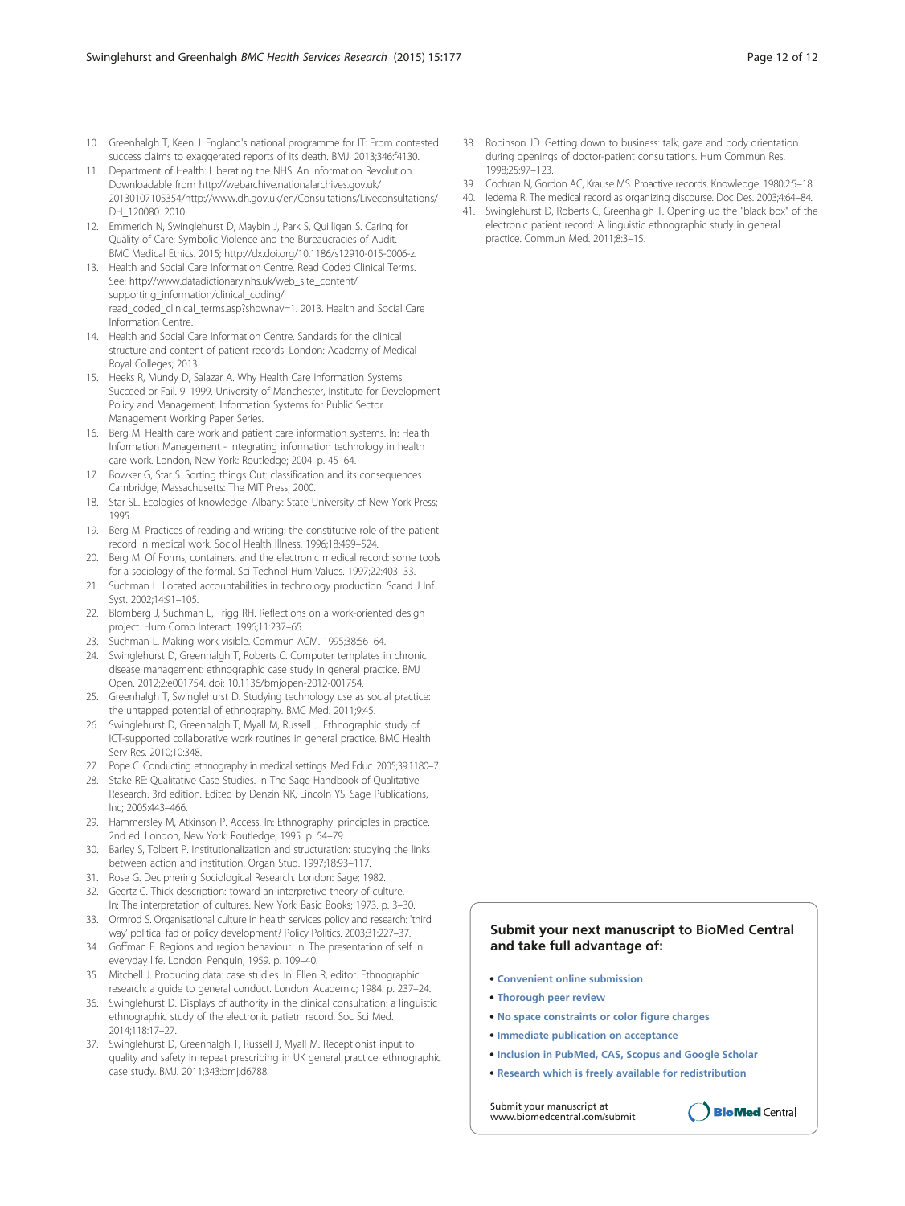10. Greenhalgh T, Keen J. England's national programme for IT: From contested success claims to exaggerated reports of its death. BMJ. 2013;346:f4130.
11. Department of Health: Liberating the NHS: An Information Revolution. Downloadable from http://webarchive.nationalarchives.gov.uk/20130107105354/http://www.dh.gov.uk/en/Consultations/Liveconsultations/DH_120080. 2010.
12. Emmerich N, Swinglehurst D, Maybin J, Park S, Quilligan S. Caring for Quality of Care: Symbolic Violence and the Bureaucracies of Audit. BMC Medical Ethics. 2015; http://dx.doi.org/10.1186/s12910-015-0006-z.
13. Health and Social Care Information Centre. Read Coded Clinical Terms. See: http://www.datadictionary.nhs.uk/web_site_content/supporting_information/clinical_coding/read_coded_clinical_terms.asp?shownav=1. 2013. Health and Social Care Information Centre.
14. Health and Social Care Information Centre. Sandards for the clinical structure and content of patient records. London: Academy of Medical Royal Colleges; 2013.
15. Heeks R, Mundy D, Salazar A. Why Health Care Information Systems Succeed or Fail. 9. 1999. University of Manchester, Institute for Development Policy and Management. Information Systems for Public Sector Management Working Paper Series.
16. Berg M. Health care work and patient care information systems. In: Health Information Management - integrating information technology in health care work. London, New York: Routledge; 2004. p. 45–64.
17. Bowker G, Star S. Sorting things Out: classification and its consequences. Cambridge, Massachusetts: The MIT Press; 2000.
18. Star SL. Ecologies of knowledge. Albany: State University of New York Press; 1995.
19. Berg M. Practices of reading and writing: the constitutive role of the patient record in medical work. Sociol Health Illness. 1996;18:499–524.
20. Berg M. Of Forms, containers, and the electronic medical record: some tools for a sociology of the formal. Sci Technol Hum Values. 1997;22:403–33.
21. Suchman L. Located accountabilities in technology production. Scand J Inf Syst. 2002;14:91–105.
22. Blomberg J, Suchman L, Trigg RH. Reflections on a work-oriented design project. Hum Comp Interact. 1996;11:237–65.
23. Suchman L. Making work visible. Commun ACM. 1995;38:56–64.
24. Swinglehurst D, Greenhalgh T, Roberts C. Computer templates in chronic disease management: ethnographic case study in general practice. BMJ Open. 2012;2:e001754. doi: 10.1136/bmjopen-2012-001754.
25. Greenhalgh T, Swinglehurst D. Studying technology use as social practice: the untapped potential of ethnography. BMC Med. 2011;9:45.
26. Swinglehurst D, Greenhalgh T, Myall M, Russell J. Ethnographic study of ICT-supported collaborative work routines in general practice. BMC Health Serv Res. 2010;10:348.
27. Pope C. Conducting ethnography in medical settings. Med Educ. 2005;39:1180–7.
28. Stake RE: Qualitative Case Studies. In The Sage Handbook of Qualitative Research. 3rd edition. Edited by Denzin NK, Lincoln YS. Sage Publications, Inc; 2005:443–466.
29. Hammersley M, Atkinson P. Access. In: Ethnography: principles in practice. 2nd ed. London, New York: Routledge; 1995. p. 54–79.
30. Barley S, Tolbert P. Institutionalization and structuration: studying the links between action and institution. Organ Stud. 1997;18:93–117.
31. Rose G. Deciphering Sociological Research. London: Sage; 1982.
32. Geertz C. Thick description: toward an interpretive theory of culture. In: The interpretation of cultures. New York: Basic Books; 1973. p. 3–30.
33. Ormrod S. Organisational culture in health services policy and research: 'third way' political fad or policy development? Policy Politics. 2003;31:227–37.
34. Goffman E. Regions and region behaviour. In: The presentation of self in everyday life. London: Penguin; 1959. p. 109–40.
35. Mitchell J. Producing data: case studies. In: Ellen R, editor. Ethnographic research: a guide to general conduct. London: Academic; 1984. p. 237–24.
36. Swinglehurst D. Displays of authority in the clinical consultation: a linguistic ethnographic study of the electronic patietn record. Soc Sci Med. 2014;118:17–27.
37. Swinglehurst D, Greenhalgh T, Russell J, Myall M. Receptionist input to quality and safety in repeat prescribing in UK general practice: ethnographic case study. BMJ. 2011;343:bmj.d6788.
38. Robinson JD. Getting down to business: talk, gaze and body orientation during openings of doctor-patient consultations. Hum Commun Res. 1998;25:97–123.
39. Cochran N, Gordon AC, Krause MS. Proactive records. Knowledge. 1980;2:5–18.
40. Iedema R. The medical record as organizing discourse. Doc Des. 2003;4:64–84.
41. Swinglehurst D, Roberts C, Greenhalgh T. Opening up the "black box" of the electronic patient record: A linguistic ethnographic study in general practice. Commun Med. 2011;8:3–15.

**Submit your next manuscript to BioMed Central and take full advantage of:**

- Convenient online submission
- Thorough peer review
- No space constraints or color figure charges
- Immediate publication on acceptance
- Inclusion in PubMed, CAS, Scopus and Google Scholar
- Research which is freely available for redistribution

Submit your manuscript at
www.biomedcentral.com/submit